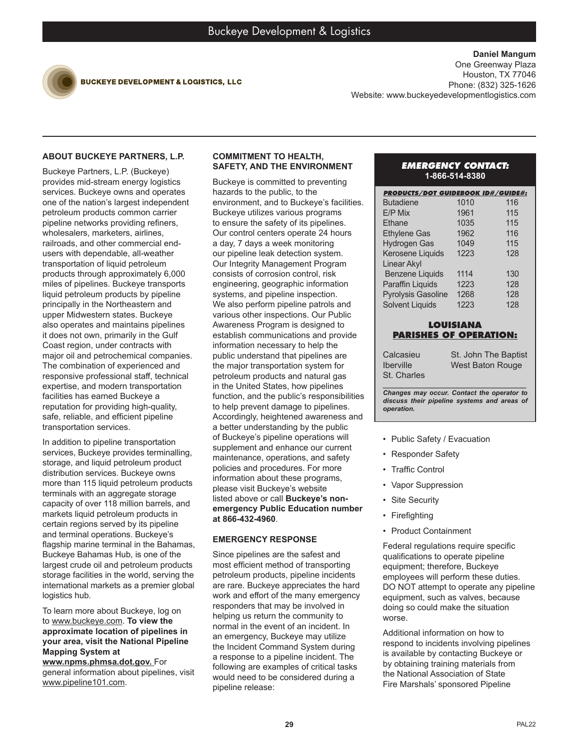# Buckeye Development & Logistics

BUCKEYE DEVELOPMENT & LOGISTICS, LLC

**Daniel Mangum**
One Greenway Plaza
Houston, TX 77046
Phone: (832) 325-1626
Website: www.buckeyedevelopmentlogistics.com

## ABOUT BUCKEYE PARTNERS, L.P.

Buckeye Partners, L.P. (Buckeye) provides mid-stream energy logistics services. Buckeye owns and operates one of the nation's largest independent petroleum products common carrier pipeline networks providing refiners, wholesalers, marketers, airlines, railroads, and other commercial end-users with dependable, all-weather transportation of liquid petroleum products through approximately 6,000 miles of pipelines. Buckeye transports liquid petroleum products by pipeline principally in the Northeastern and upper Midwestern states. Buckeye also operates and maintains pipelines it does not own, primarily in the Gulf Coast region, under contracts with major oil and petrochemical companies. The combination of experienced and responsive professional staff, technical expertise, and modern transportation facilities has earned Buckeye a reputation for providing high-quality, safe, reliable, and efficient pipeline transportation services.

In addition to pipeline transportation services, Buckeye provides terminalling, storage, and liquid petroleum product distribution services. Buckeye owns more than 115 liquid petroleum products terminals with an aggregate storage capacity of over 118 million barrels, and markets liquid petroleum products in certain regions served by its pipeline and terminal operations. Buckeye's flagship marine terminal in the Bahamas, Buckeye Bahamas Hub, is one of the largest crude oil and petroleum products storage facilities in the world, serving the international markets as a premier global logistics hub.

To learn more about Buckeye, log on to www.buckeye.com. **To view the approximate location of pipelines in your area, visit the National Pipeline Mapping System at www.npms.phmsa.dot.gov.** For general information about pipelines, visit www.pipeline101.com.

## COMMITMENT TO HEALTH, SAFETY, AND THE ENVIRONMENT

Buckeye is committed to preventing hazards to the public, to the environment, and to Buckeye's facilities. Buckeye utilizes various programs to ensure the safety of its pipelines. Our control centers operate 24 hours a day, 7 days a week monitoring our pipeline leak detection system. Our Integrity Management Program consists of corrosion control, risk engineering, geographic information systems, and pipeline inspection. We also perform pipeline patrols and various other inspections. Our Public Awareness Program is designed to establish communications and provide information necessary to help the public understand that pipelines are the major transportation system for petroleum products and natural gas in the United States, how pipelines function, and the public's responsibilities to help prevent damage to pipelines. Accordingly, heightened awareness and a better understanding by the public of Buckeye's pipeline operations will supplement and enhance our current maintenance, operations, and safety policies and procedures. For more information about these programs, please visit Buckeye's website listed above or call **Buckeye's non-emergency Public Education number at 866-432-4960**.

## EMERGENCY RESPONSE

Since pipelines are the safest and most efficient method of transporting petroleum products, pipeline incidents are rare. Buckeye appreciates the hard work and effort of the many emergency responders that may be involved in helping us return the community to normal in the event of an incident. In an emergency, Buckeye may utilize the Incident Command System during a response to a pipeline incident. The following are examples of critical tasks would need to be considered during a pipeline release:

- Public Safety / Evacuation
- Responder Safety
- Traffic Control
- Vapor Suppression
- Site Security
- Firefighting
- Product Containment

Federal regulations require specific qualifications to operate pipeline equipment; therefore, Buckeye employees will perform these duties. DO NOT attempt to operate any pipeline equipment, such as valves, because doing so could make the situation worse.

Additional information on how to respond to incidents involving pipelines is available by contacting Buckeye or by obtaining training materials from the National Association of State Fire Marshals' sponsored Pipeline

### EMERGENCY CONTACT:
**1-866-514-8380**

| PRODUCTS/DOT GUIDEBOOK ID#/GUIDE#: | | |
|---|---|---|
| Butadiene | 1010 | 116 |
| E/P Mix | 1961 | 115 |
| Ethane | 1035 | 115 |
| Ethylene Gas | 1962 | 116 |
| Hydrogen Gas | 1049 | 115 |
| Kerosene Liquids | 1223 | 128 |
| Linear Akyl Benzene Liquids | 1114 | 130 |
| Paraffin Liquids | 1223 | 128 |
| Pyrolysis Gasoline | 1268 | 128 |
| Solvent Liquids | 1223 | 128 |

### LOUISIANA PARISHES OF OPERATION:

- Calcasieu
- Iberville
- St. Charles
- St. John The Baptist
- West Baton Rouge

***Changes may occur. Contact the operator to discuss their pipeline systems and areas of operation.***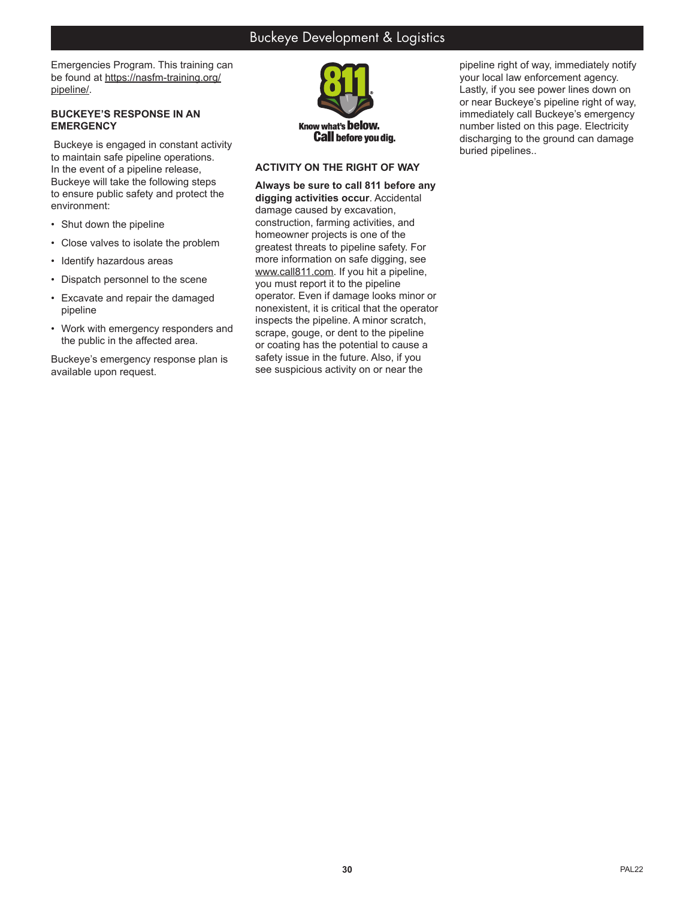Emergencies Program. This training can be found at https://nasfm-training.org/pipeline/.

**BUCKEYE'S RESPONSE IN AN EMERGENCY**

Buckeye is engaged in constant activity to maintain safe pipeline operations. In the event of a pipeline release, Buckeye will take the following steps to ensure public safety and protect the environment:

- Shut down the pipeline
- Close valves to isolate the problem
- Identify hazardous areas
- Dispatch personnel to the scene
- Excavate and repair the damaged pipeline
- Work with emergency responders and the public in the affected area.

Buckeye's emergency response plan is available upon request.

811

Know what's **below.**
**Call** before you dig.

**ACTIVITY ON THE RIGHT OF WAY**

**Always be sure to call 811 before any digging activities occur**. Accidental damage caused by excavation, construction, farming activities, and homeowner projects is one of the greatest threats to pipeline safety. For more information on safe digging, see www.call811.com. If you hit a pipeline, you must report it to the pipeline operator. Even if damage looks minor or nonexistent, it is critical that the operator inspects the pipeline. A minor scratch, scrape, gouge, or dent to the pipeline or coating has the potential to cause a safety issue in the future. Also, if you see suspicious activity on or near the pipeline right of way, immediately notify your local law enforcement agency. Lastly, if you see power lines down on or near Buckeye's pipeline right of way, immediately call Buckeye's emergency number listed on this page. Electricity discharging to the ground can damage buried pipelines..